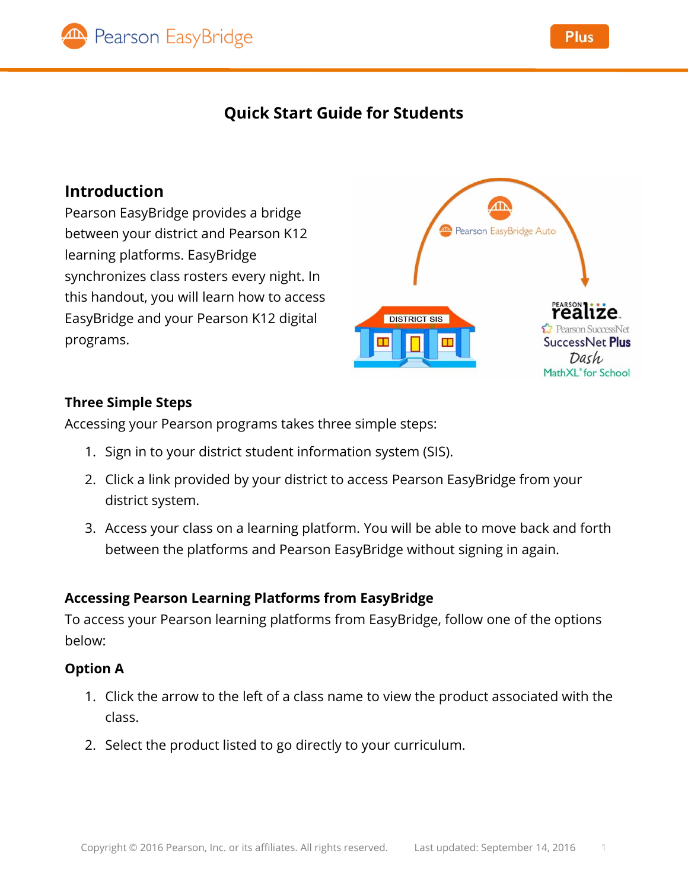# Quick Start Guide for Students

## Introduction

Pearson EasyBridge provides a bridge between your district and Pearson K12 learning platforms. EasyBridge synchronizes class rosters every night. In this handout, you will learn how to access EasyBridge and your Pearson K12 digital programs.

### Three Simple Steps

Accessing your Pearson programs takes three simple steps:

1. Sign in to your district student information system (SIS).
2. Click a link provided by your district to access Pearson EasyBridge from your district system.
3. Access your class on a learning platform. You will be able to move back and forth between the platforms and Pearson EasyBridge without signing in again.

### Accessing Pearson Learning Platforms from EasyBridge

To access your Pearson learning platforms from EasyBridge, follow one of the options below:

### Option A

1. Click the arrow to the left of a class name to view the product associated with the class.
2. Select the product listed to go directly to your curriculum.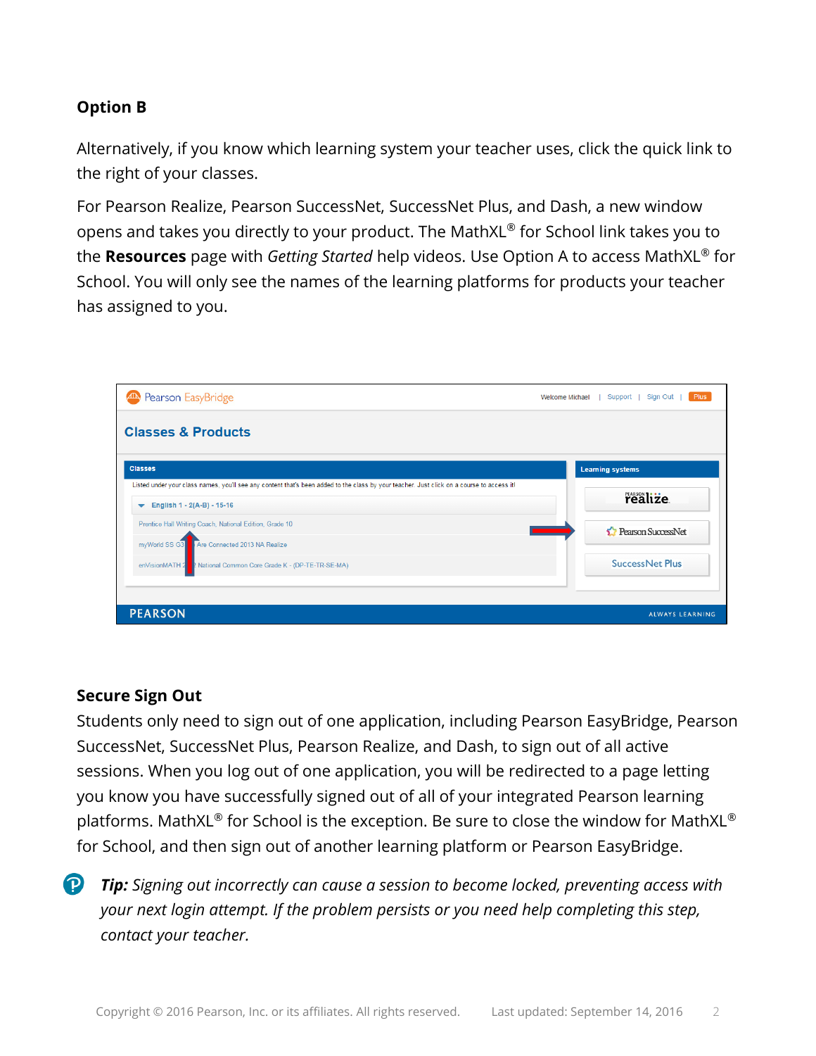## Option B

Alternatively, if you know which learning system your teacher uses, click the quick link to the right of your classes.

For Pearson Realize, Pearson SuccessNet, SuccessNet Plus, and Dash, a new window opens and takes you directly to your product. The MathXL® for School link takes you to the **Resources** page with *Getting Started* help videos. Use Option A to access MathXL® for School. You will only see the names of the learning platforms for products your teacher has assigned to you.

## Secure Sign Out

Students only need to sign out of one application, including Pearson EasyBridge, Pearson SuccessNet, SuccessNet Plus, Pearson Realize, and Dash, to sign out of all active sessions. When you log out of one application, you will be redirected to a page letting you know you have successfully signed out of all of your integrated Pearson learning platforms. MathXL® for School is the exception. Be sure to close the window for MathXL® for School, and then sign out of another learning platform or Pearson EasyBridge.

***Tip:*** *Signing out incorrectly can cause a session to become locked, preventing access with your next login attempt. If the problem persists or you need help completing this step, contact your teacher.*

Copyright © 2016 Pearson, Inc. or its affiliates. All rights reserved. Last updated: September 14, 2016